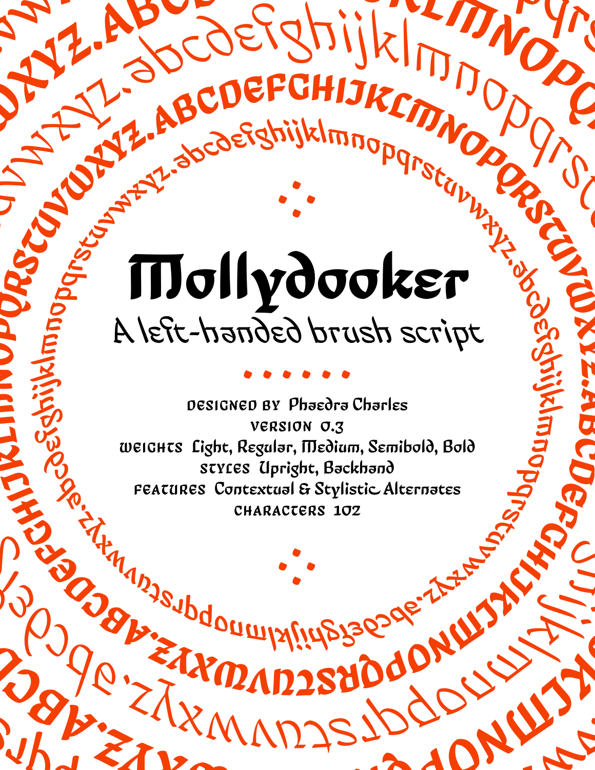# Mollydooker

## A left-handed brush script

**DESIGNED BY** Phaedra Charles

**VERSION** 0.3

**WEIGHTS** Light, Regular, Medium, Semibold, Bold

**STYLES** Upright, Backhand

**FEATURES** Contextual & Stylistic Alternates

**CHARACTERS** 102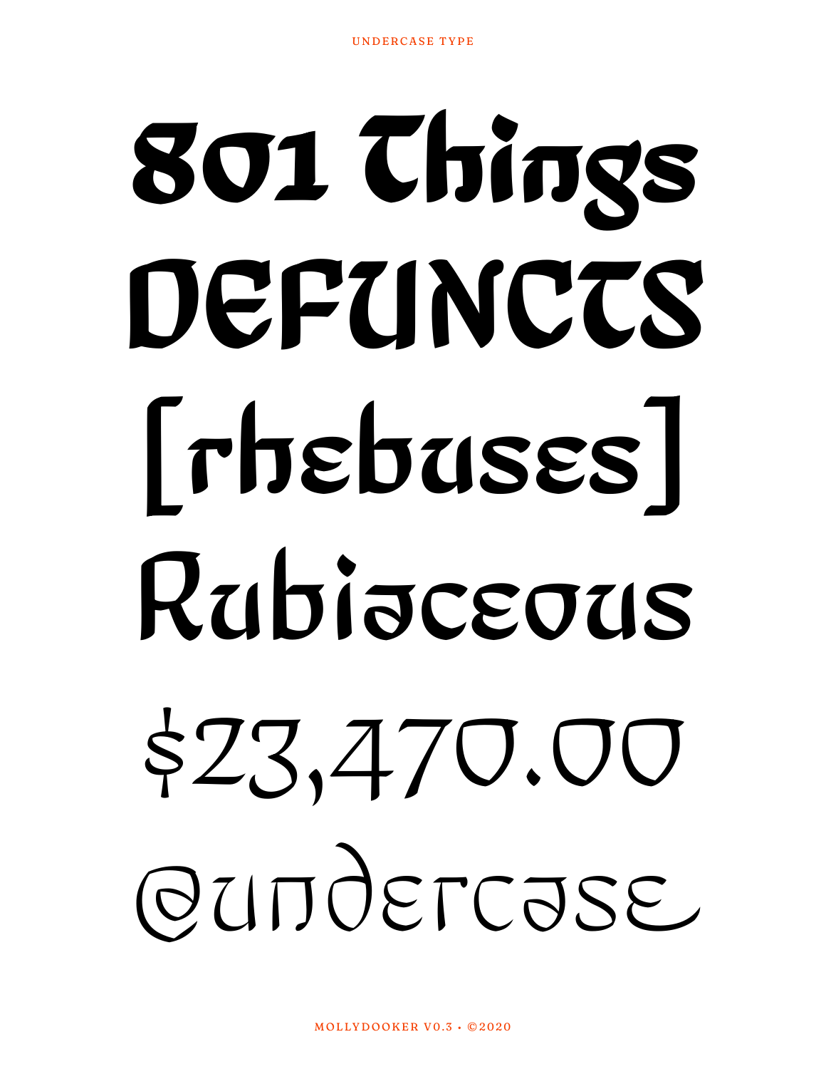801 Things

DEFUNCTS

[rhebuses]

Rubiaceous

$23,470.00

@undercase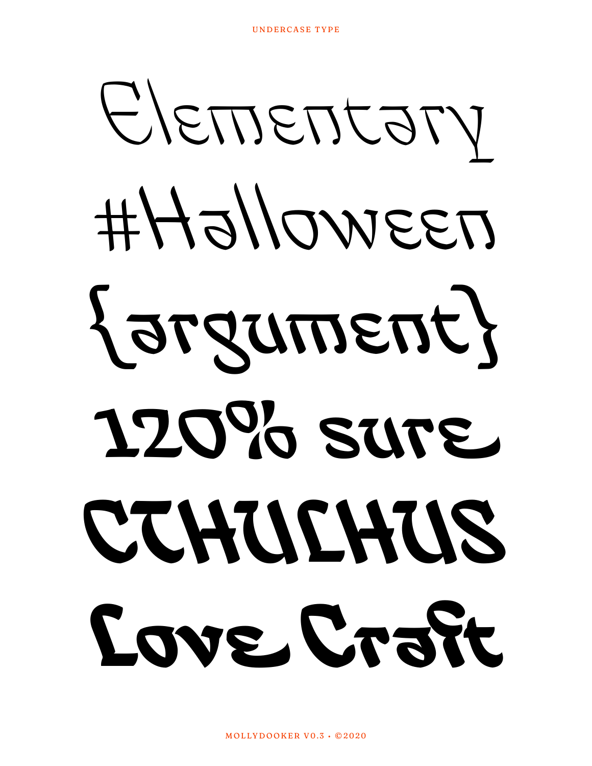Elementary

#Halloween

{argument}

120% sure

CTHULHUS

Love Craft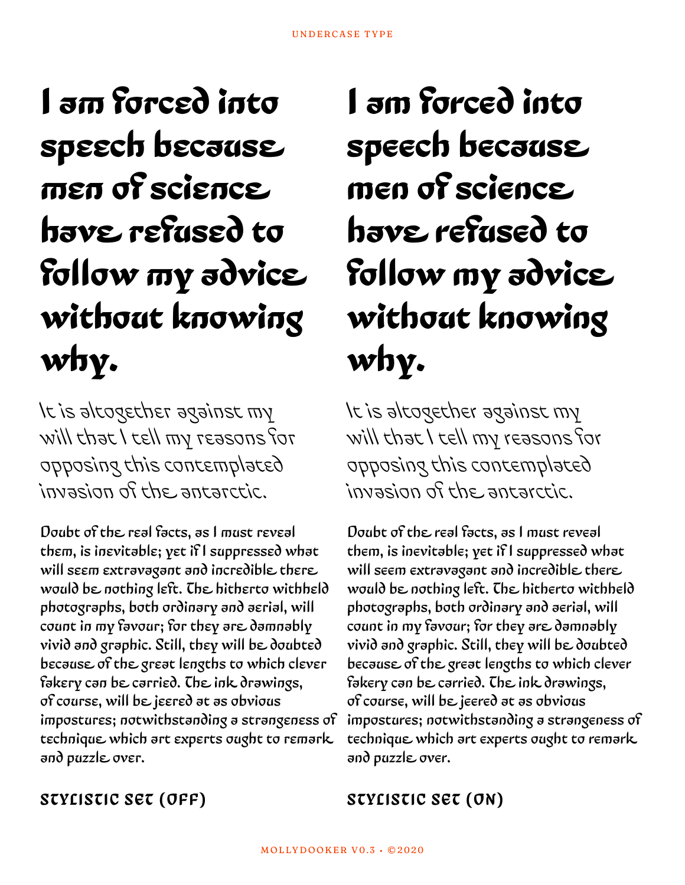# I am forced into speech because men of science have refused to follow my advice without knowing why.

It is altogether against my will that I tell my reasons for opposing this contemplated invasion of the antarctic.

Doubt of the real facts, as I must reveal them, is inevitable; yet if I suppressed what will seem extravagant and incredible there would be nothing left. The hitherto withheld photographs, both ordinary and aerial, will count in my favour; for they are damnably vivid and graphic. Still, they will be doubted because of the great lengths to which clever fakery can be carried. The ink drawings, of course, will be jeered at as obvious impostures; notwithstanding a strangeness of technique which art experts ought to remark and puzzle over.

**STYLISTIC SET (OFF)**

# I am forced into speech because men of science have refused to follow my advice without knowing why.

It is altogether against my will that I tell my reasons for opposing this contemplated invasion of the antarctic.

Doubt of the real facts, as I must reveal them, is inevitable; yet if I suppressed what will seem extravagant and incredible there would be nothing left. The hitherto withheld photographs, both ordinary and aerial, will count in my favour; for they are damnably vivid and graphic. Still, they will be doubted because of the great lengths to which clever fakery can be carried. The ink drawings, of course, will be jeered at as obvious impostures; notwithstanding a strangeness of technique which art experts ought to remark and puzzle over.

**STYLISTIC SET (ON)**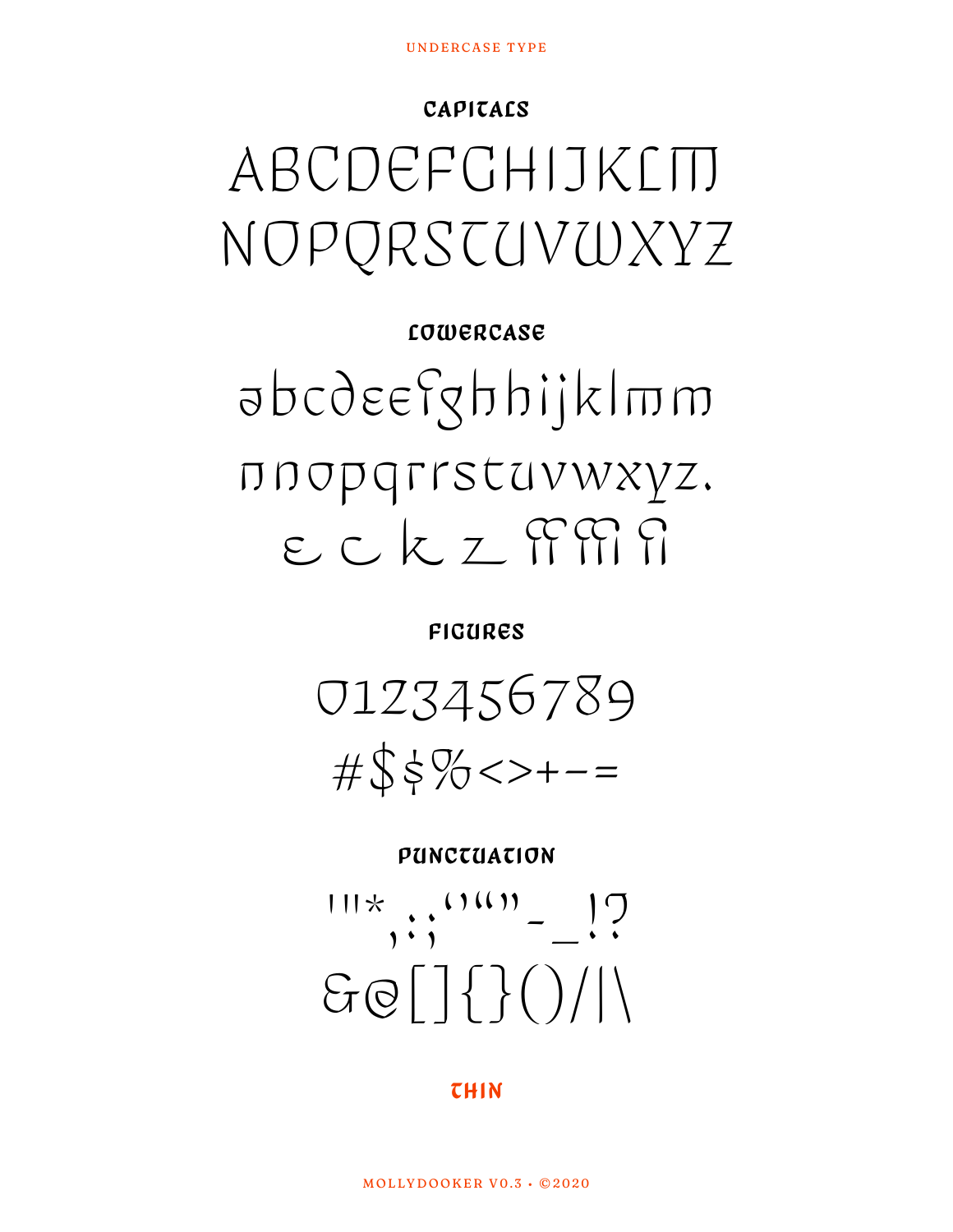## CAPITALS

ABCDEFGHIJKLM
NOPQRSTUVWXYZ

## LOWERCASE

abcdeefghhijklmm
nnopqrrstuvwxyz.
e c k z

## FIGURES

0123456789
#$$%<>+−=

## PUNCTUATION

'"*,.:;''""-_!?
&@[]{}()/|\

**THIN**

MOLLYDOOKER V0.3 • ©2020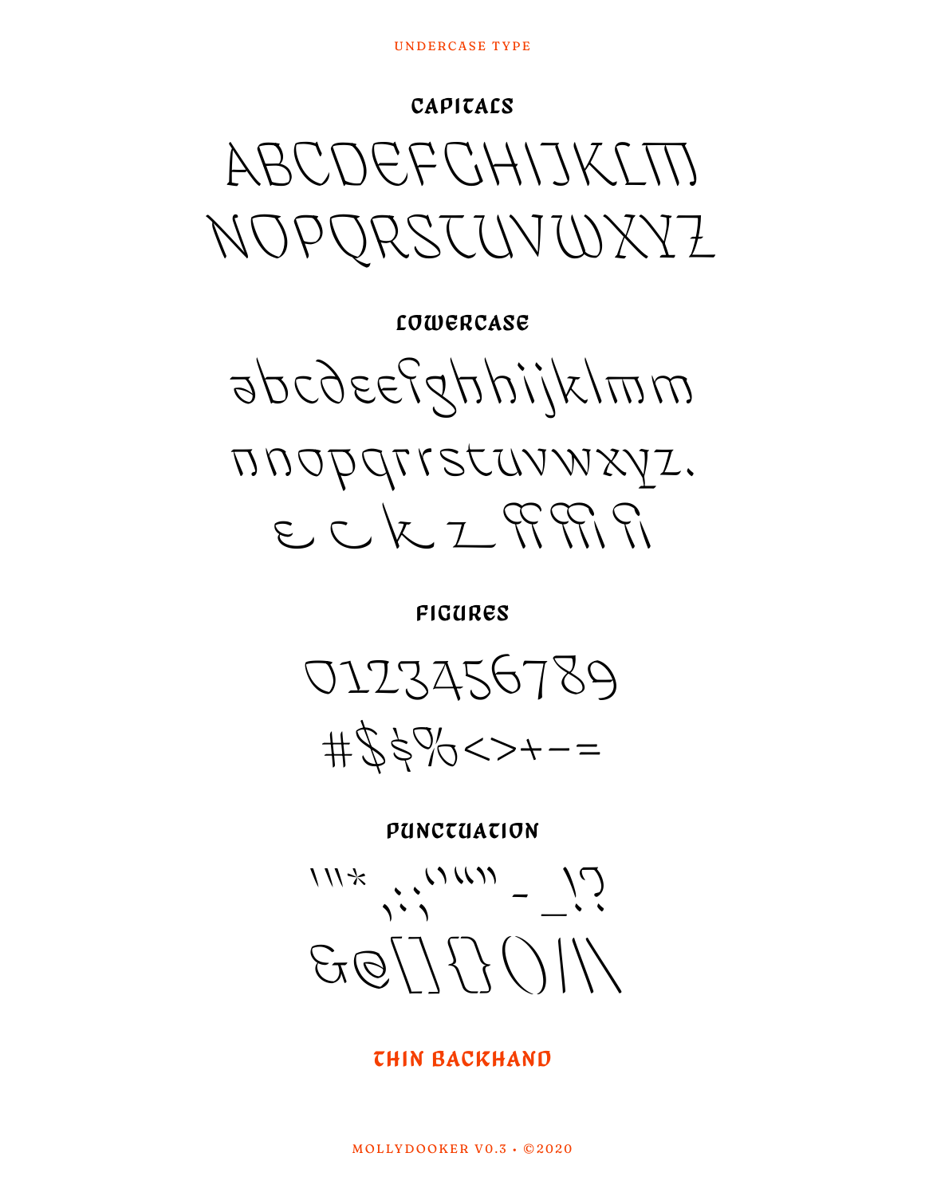## CAPITALS

ABCDEFGHIJKLM
NOPQRSTUVWXYZ

## LOWERCASE

aabcdeefghhijklmm
nnopqrrstuvwxyz.

## FIGURES

0123456789
#$$%<>+-=

## PUNCTUATION

'''* .,:;'''''' - _!?
&@[]{}()/|\

## THIN BACKHAND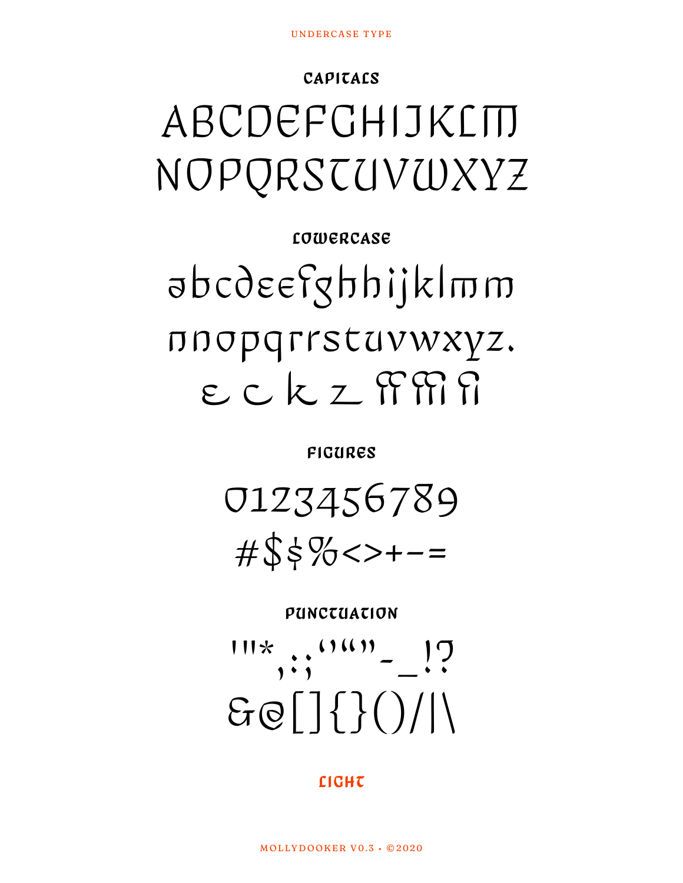UNDERCASE TYPE

## CAPITALS

ABCDEFGHIJKLM
NOPQRSTUVWXYZ

## LOWERCASE

abcdeefghhijklmm
nnopqrrstuvwxyz.
e c k z

## FIGURES

0123456789
#$$%<>+-=

## PUNCTUATION

'''*,.:;''""-_!?
&@[]{}()/|\

## LIGHT

MOLLYDOOKER V0.3 • ©2020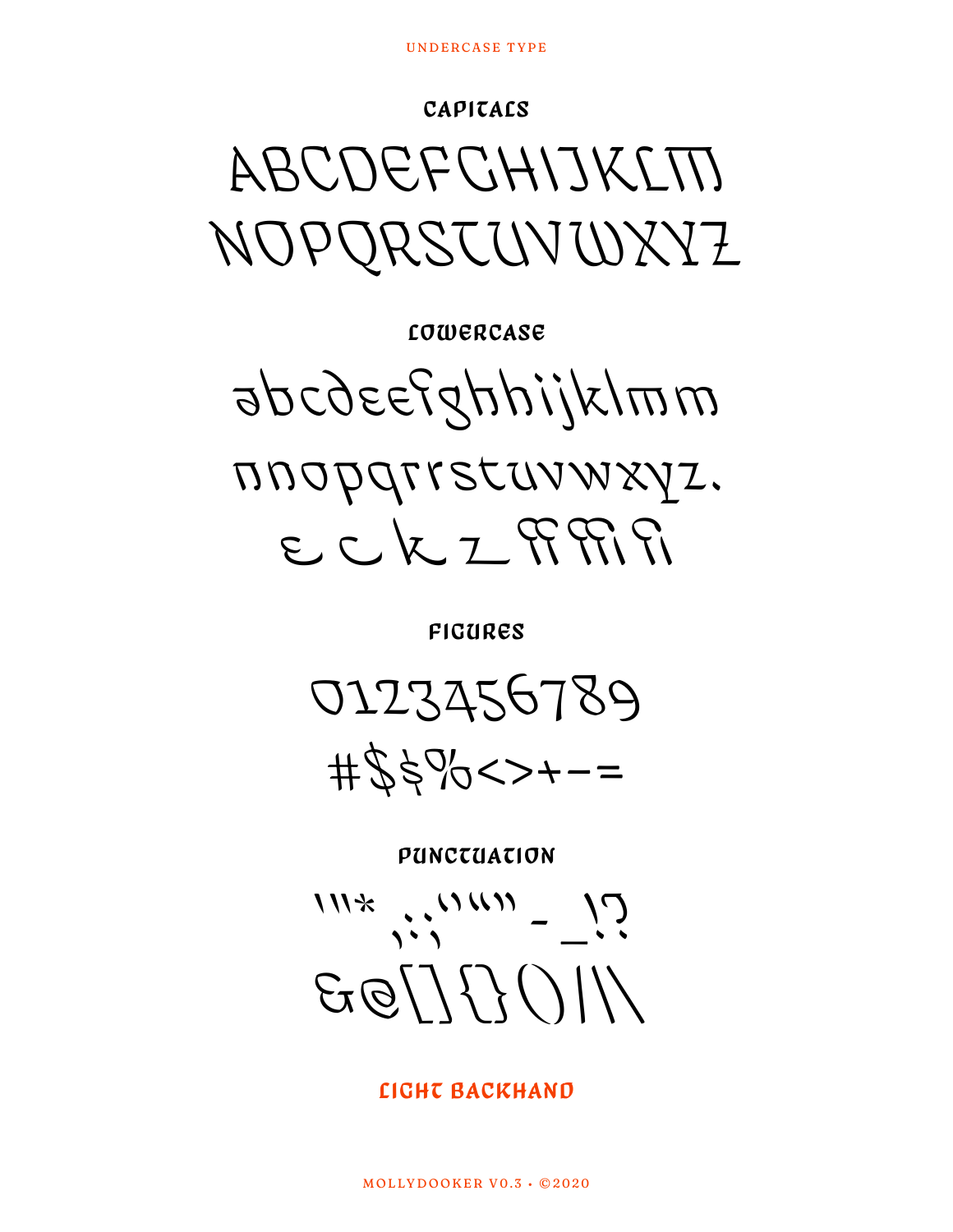## CAPITALS

ABCDEFGHIJKLM
NOPQRSTUVWXYZ

## LOWERCASE

abcdeefghhijklmm
nnopqrrstuvwxyz.

## FIGURES

0123456789
#$$%<>+-=

## PUNCTUATION

'''* ,.:;'''''' - _!?
&@[]{}()/|\

## LIGHT BACKHAND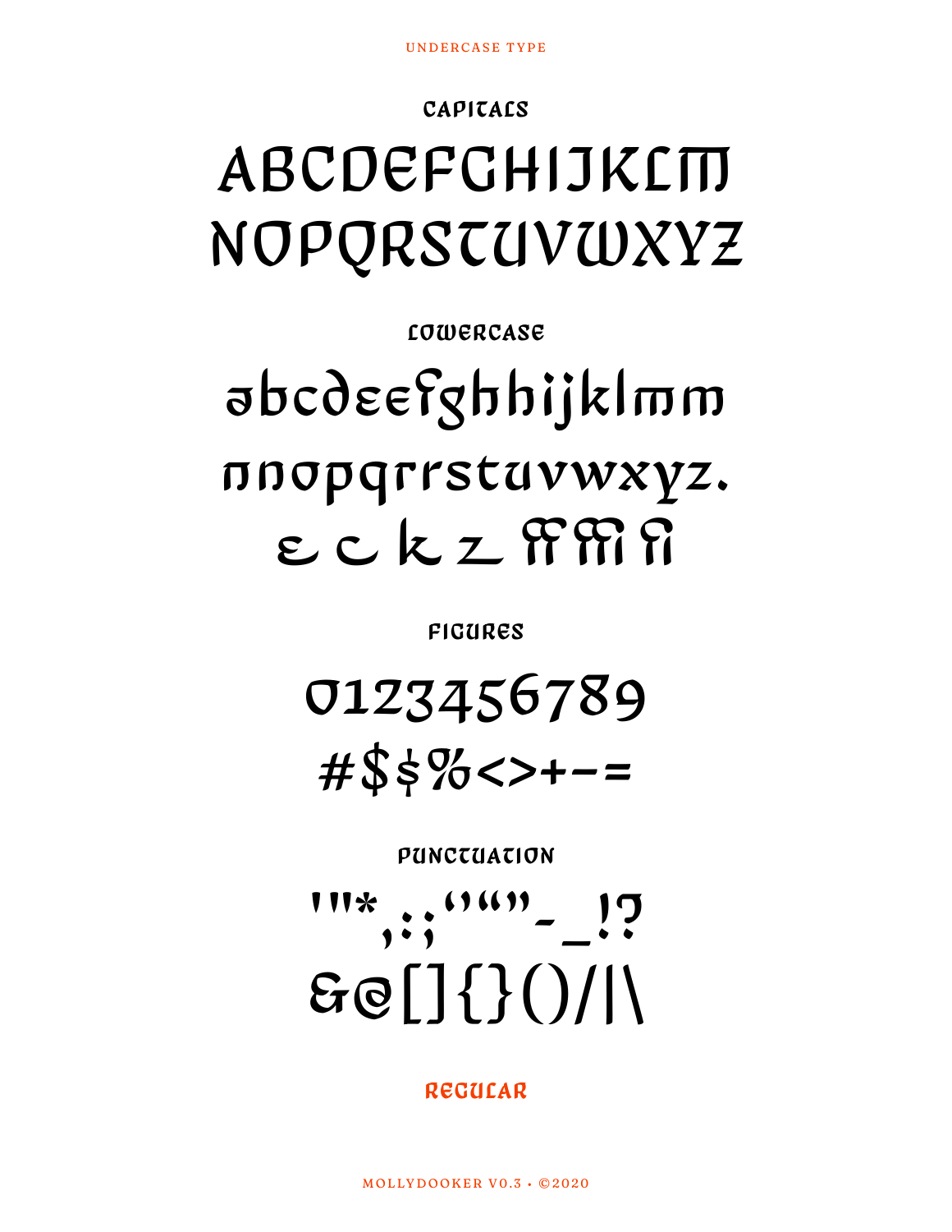## CAPITALS

ABCDEFGHIJKLM
NOPQRSTUVWXYZ

## LOWERCASE

abcdeefghhijklmm
nnopqrrstuvwxyz.
e c k z ff ffi fi

## FIGURES

0123456789
#$$%<>+−=

## PUNCTUATION

'"*,:;''""-_!?
&@[]{}()/|\

**REGULAR**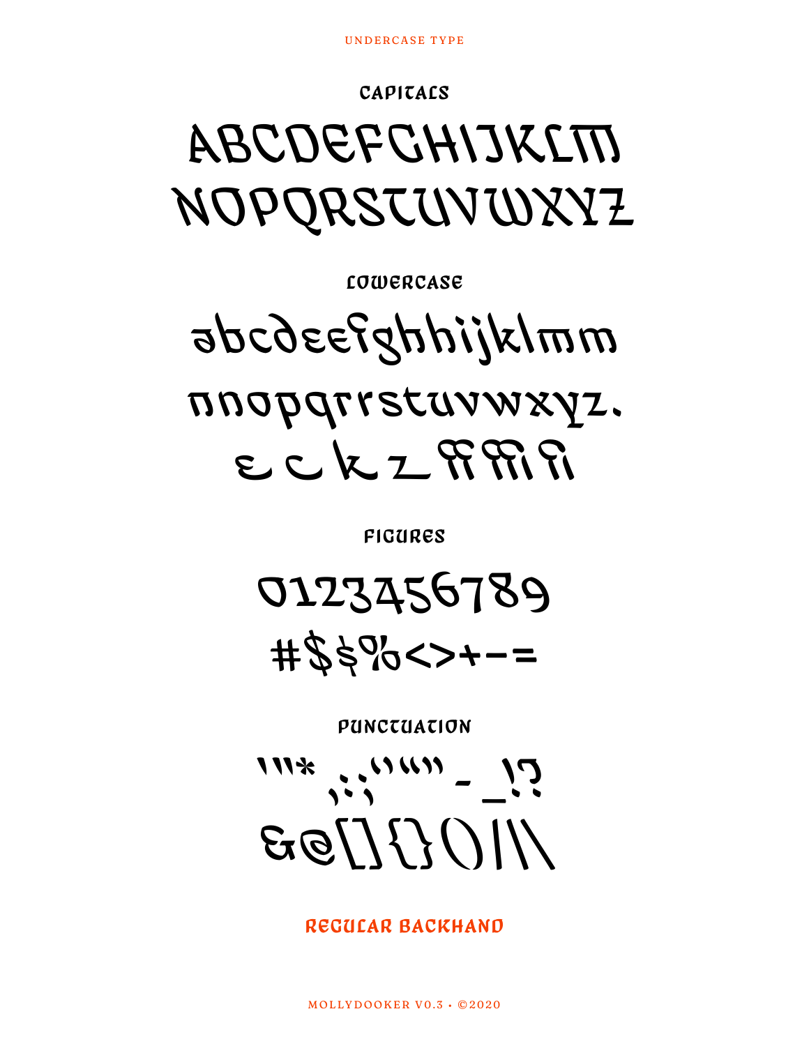## CAPITALS

ABCDEFGHIJKLM
NOPQRSTUVWXYZ

## LOWERCASE

abcdeefghhijklmm
nnopqrrstuvwxyz.
e c k z

## FIGURES

0123456789
#$§%<>+-=

## PUNCTUATION

'"* ,:;'''"" - _!?
&@[]{}()/\

**REGULAR BACKHAND**

MOLLYDOOKER V0.3 • ©2020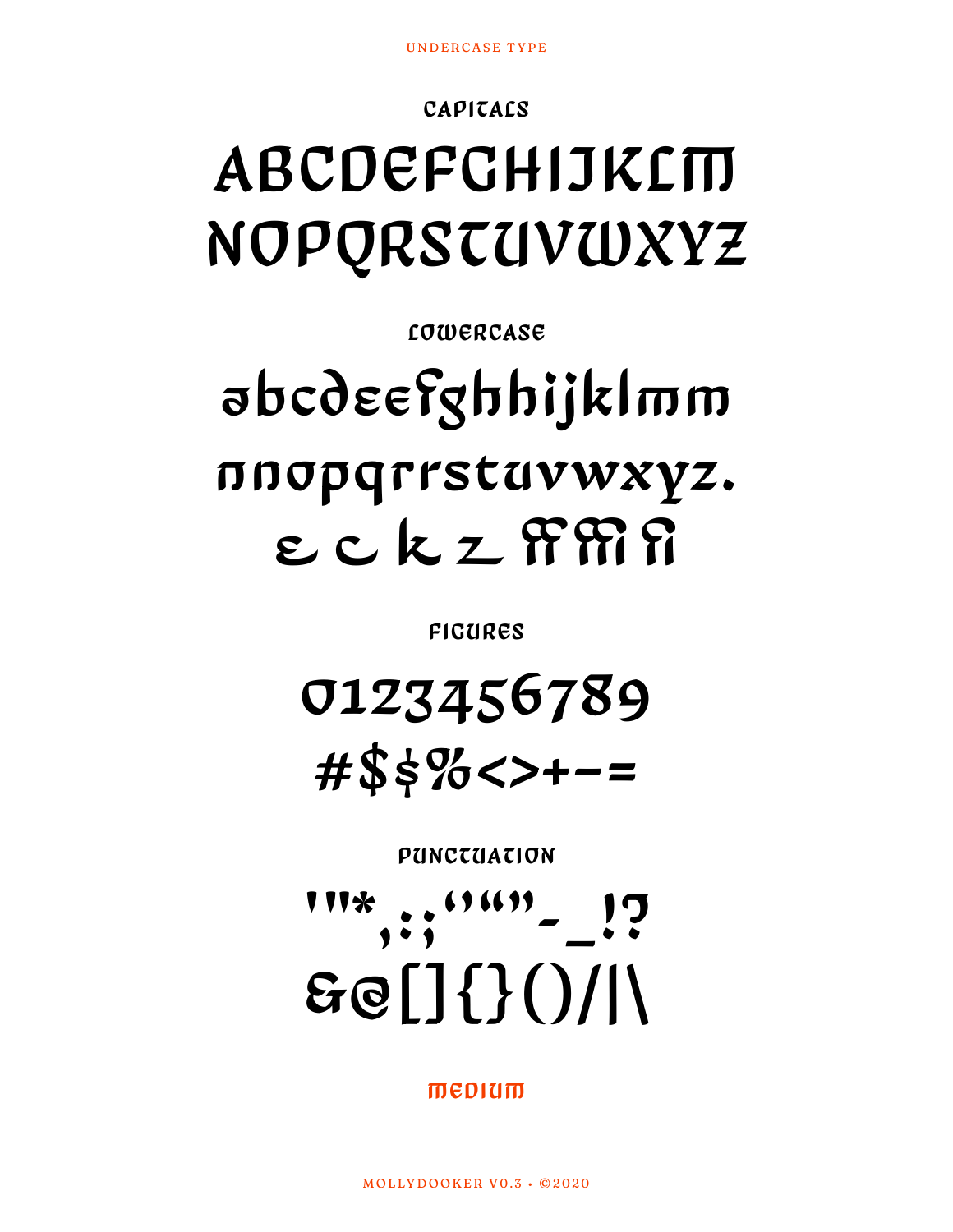## CAPITALS

ABCDEFGHIJKLM
NOPQRSTUVWXYZ

## LOWERCASE

abcdeefghhijklmm
nnopqrrstuvwxyz.
e c k z ff ffi fi

## FIGURES

0123456789
#$$%<>+-=

## PUNCTUATION

'"*,:;''""-_!?
&@[]{}()/|\

**MEDIUM**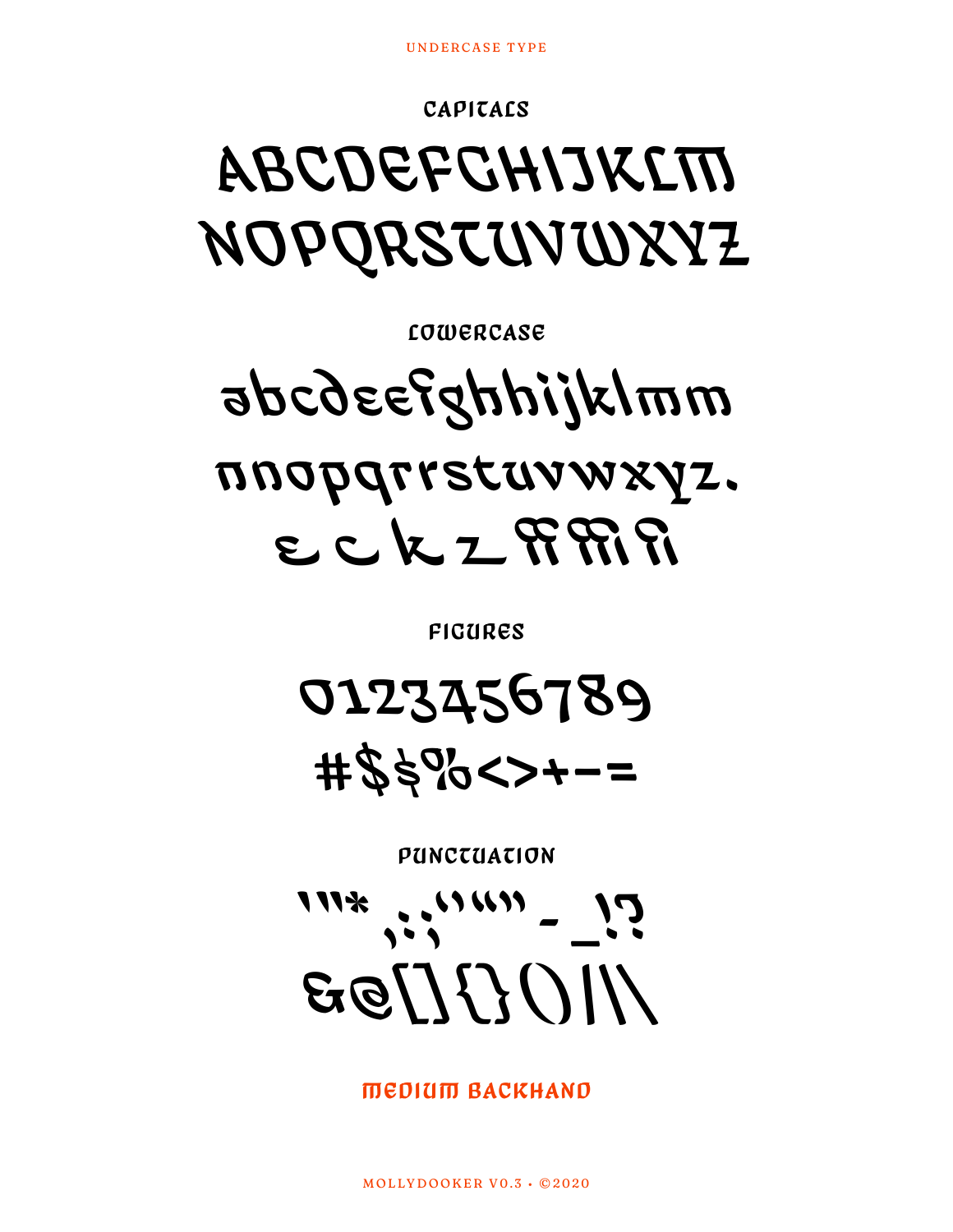UNDERCASE TYPE

## CAPITALS

ABCDEFGHIJKLM
NOPQRSTUVWXYZ

## LOWERCASE

aabcdeefghhijklmm
nnopqrrstuvwxyz.
e c k z ff ffi fi

## FIGURES

0123456789
#$$%<>+-=

## PUNCTUATION

'''* ,:;'' "" - _!?
&@[]{}()/|\

**MEDIUM BACKHAND**

MOLLYDOOKER V0.3 • ©2020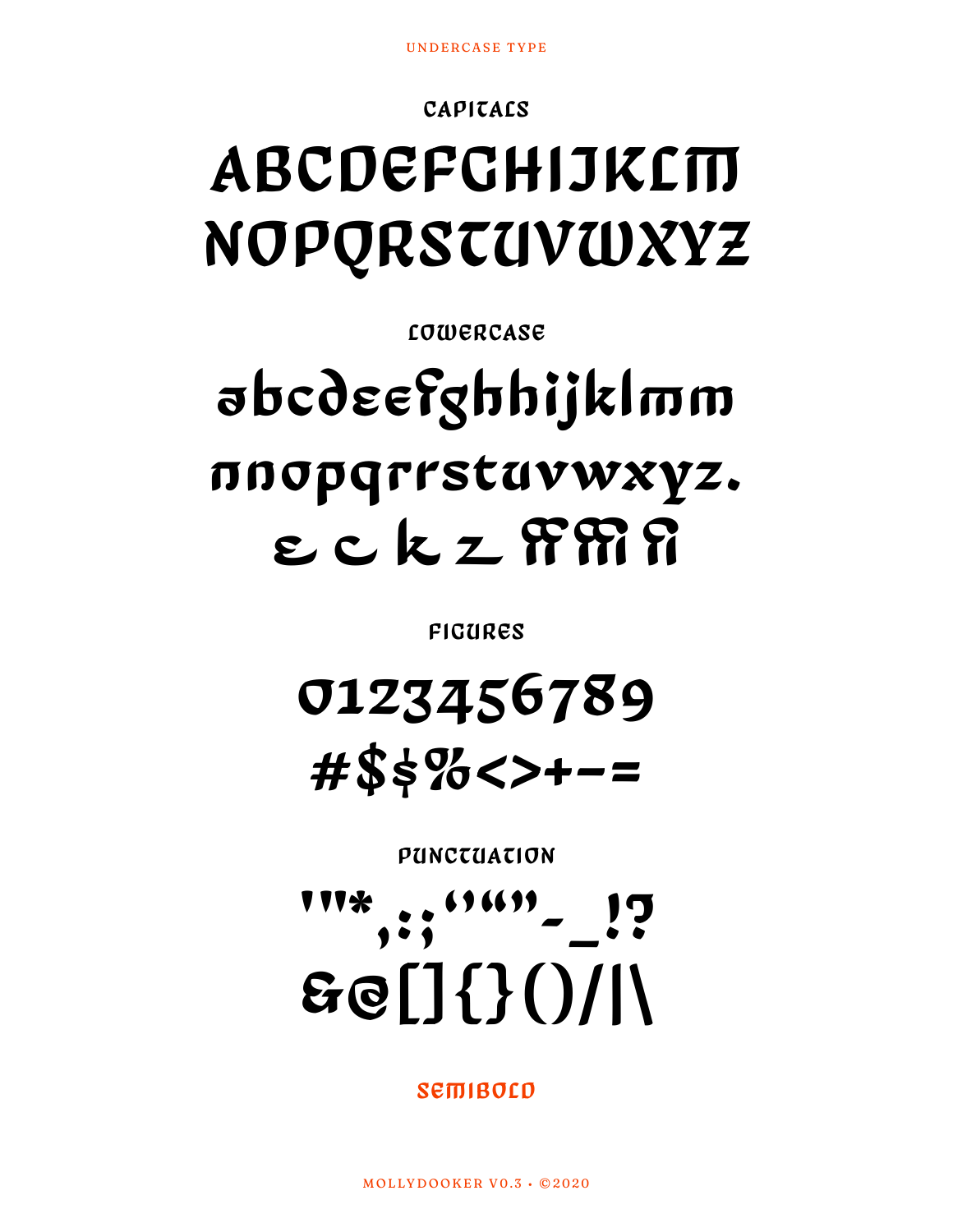## CAPITALS

ABCDEFGHIJKLM
NOPQRSTUVWXYZ

## LOWERCASE

abcdeefghhijklmm
nnopqrrstuvwxyz.
e c k z ff ffi fi

## FIGURES

0123456789
#$$%<>+-=

## PUNCTUATION

'''*,:;''""-_!?
&@[]{}()/|\

**SEMIBOLD**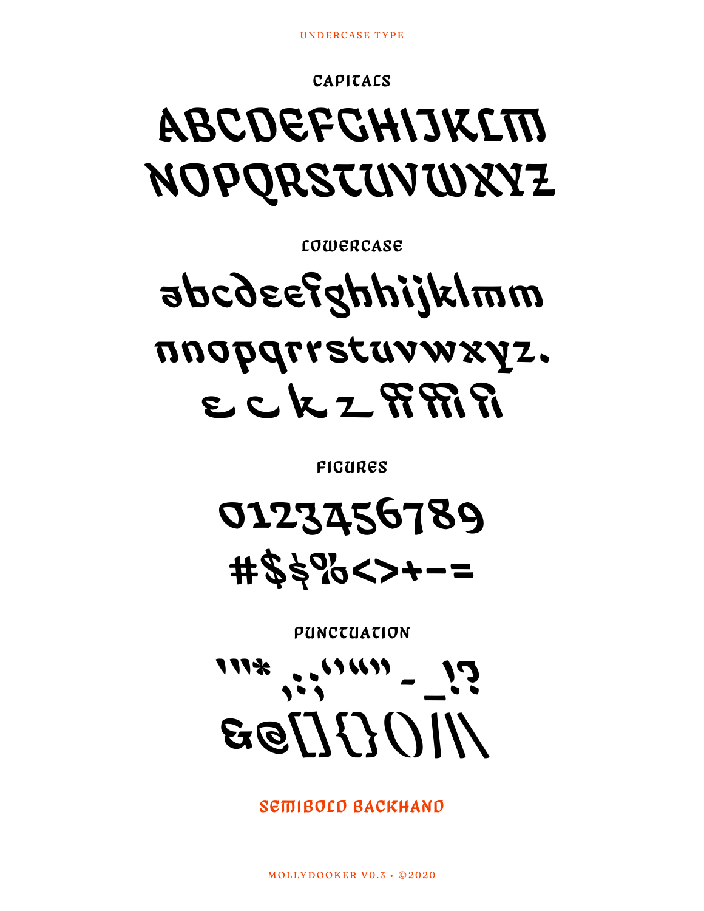UNDERCASE TYPE

## CAPITALS

# ABCDEFGHIJKLM
# NOPQRSTUVWXYZ

## LOWERCASE

# abcdeefghhijklmm
# nnopqrrstuvwxyz.
# e c k z

## FIGURES

# 0123456789
# #$$%<>+-=

## PUNCTUATION

# '''* ,:;'''''''' - _!?
# &@[]{}()/\\

**SEMIBOLD BACKHAND**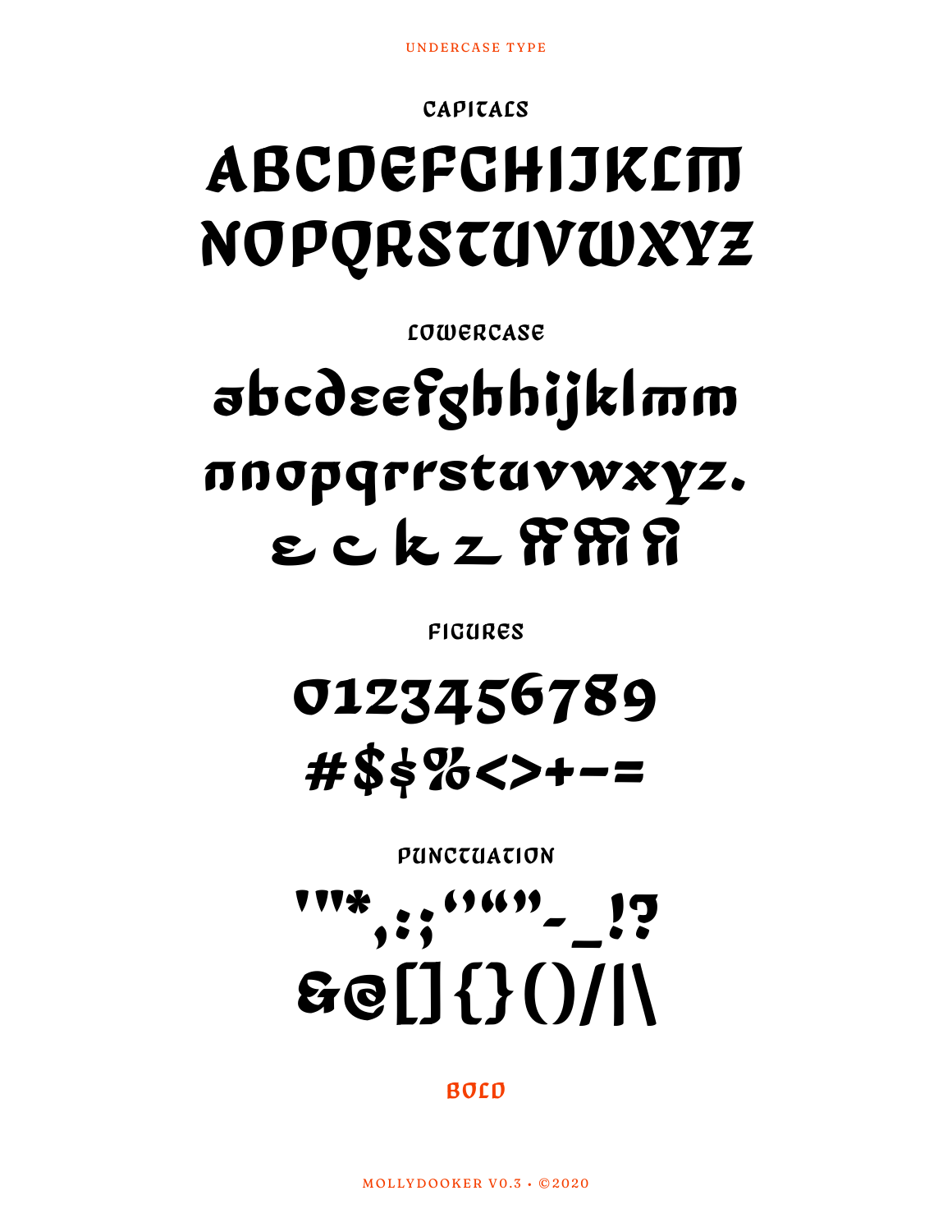UNDERCASE TYPE

## CAPITALS

# ABCDEFGHIJKLM
# NOPQRSTUVWXYZ

## LOWERCASE

# abcdeefghhijklmm
# nnopqrrstuvwxyz.
# e c k z ff ffi fi

## FIGURES

# 0123456789
# #$$%<>+-=

## PUNCTUATION

# '"*,:;''""-_!?
# &@[]{}()/|\

**BOLD**

MOLLYDOOKER V0.3 • ©2020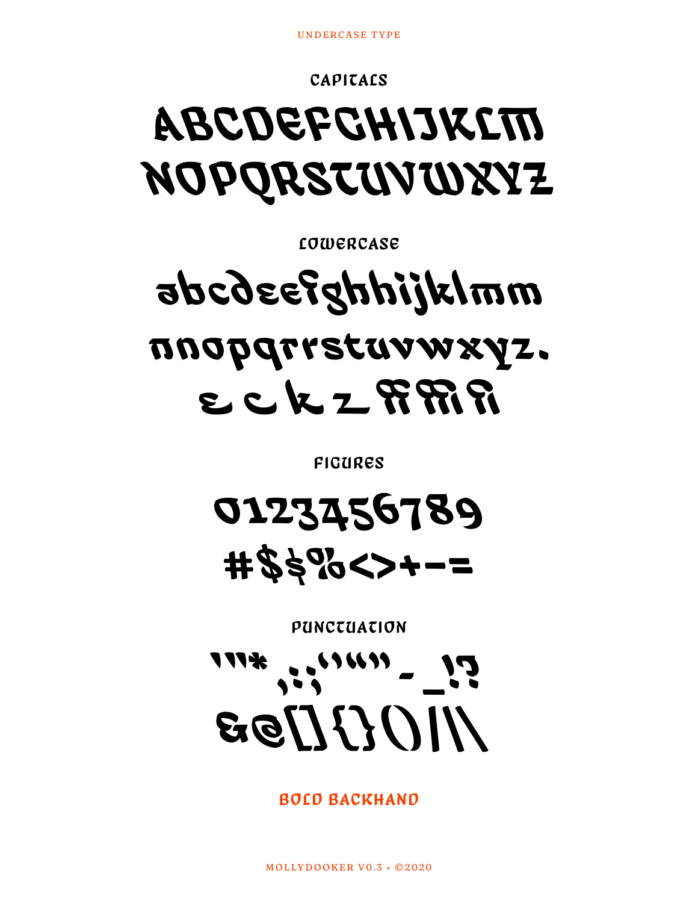UNDERCASE TYPE

## CAPITALS

ABCDEFGHIJKLM
NOPQRSTUVWXYZ

## LOWERCASE

abcdeefghhijklmm
nnopqrrstuvwxyz.
e c k z ff ffi fi

## FIGURES

0123456789
#$$%<>+-=

## PUNCTUATION

'"* ,:;'''"" - _!?
&@[]{}()/\

**BOLD BACKHAND**

MOLLYDOOKER V0.3 • ©2020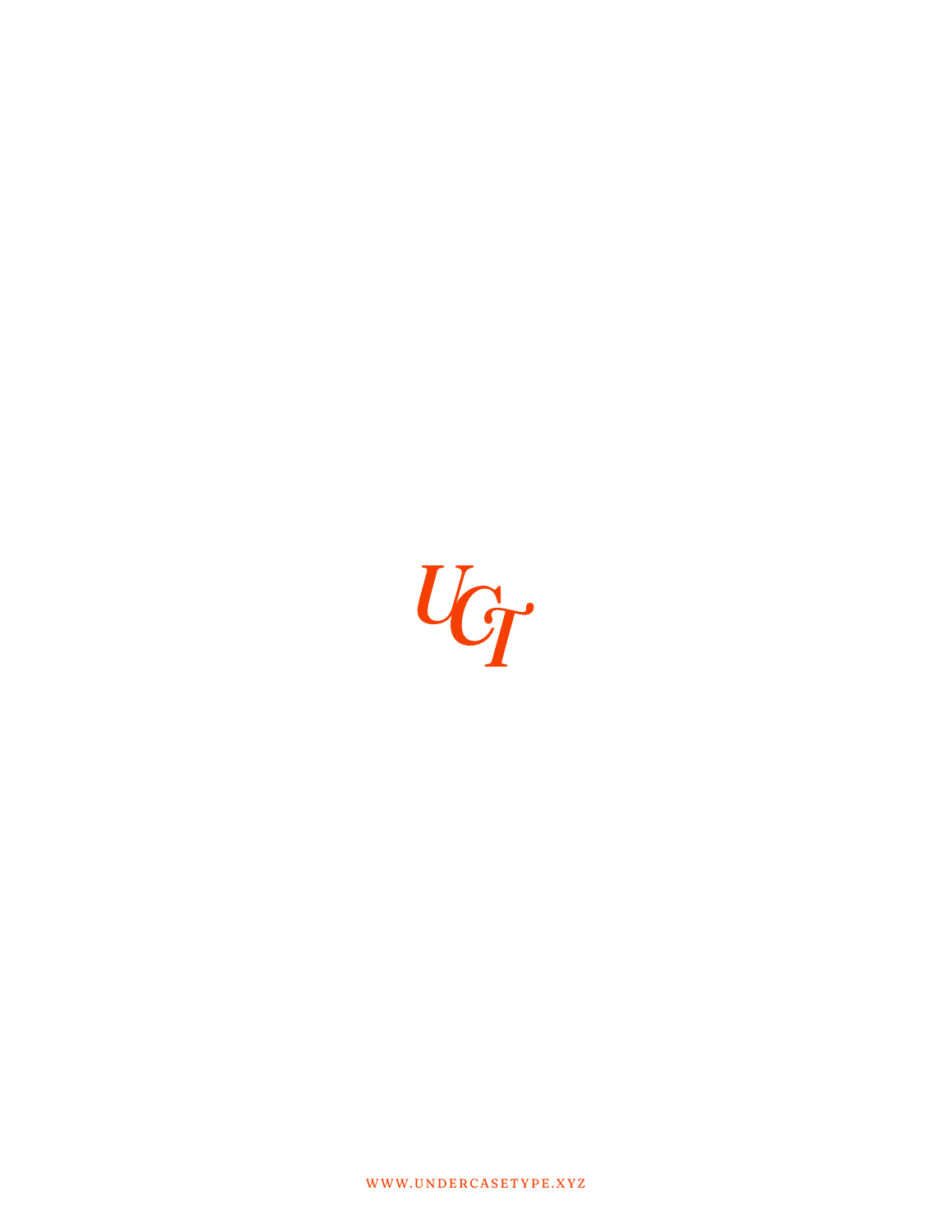UCT

WWW.UNDERCASETYPE.XYZ